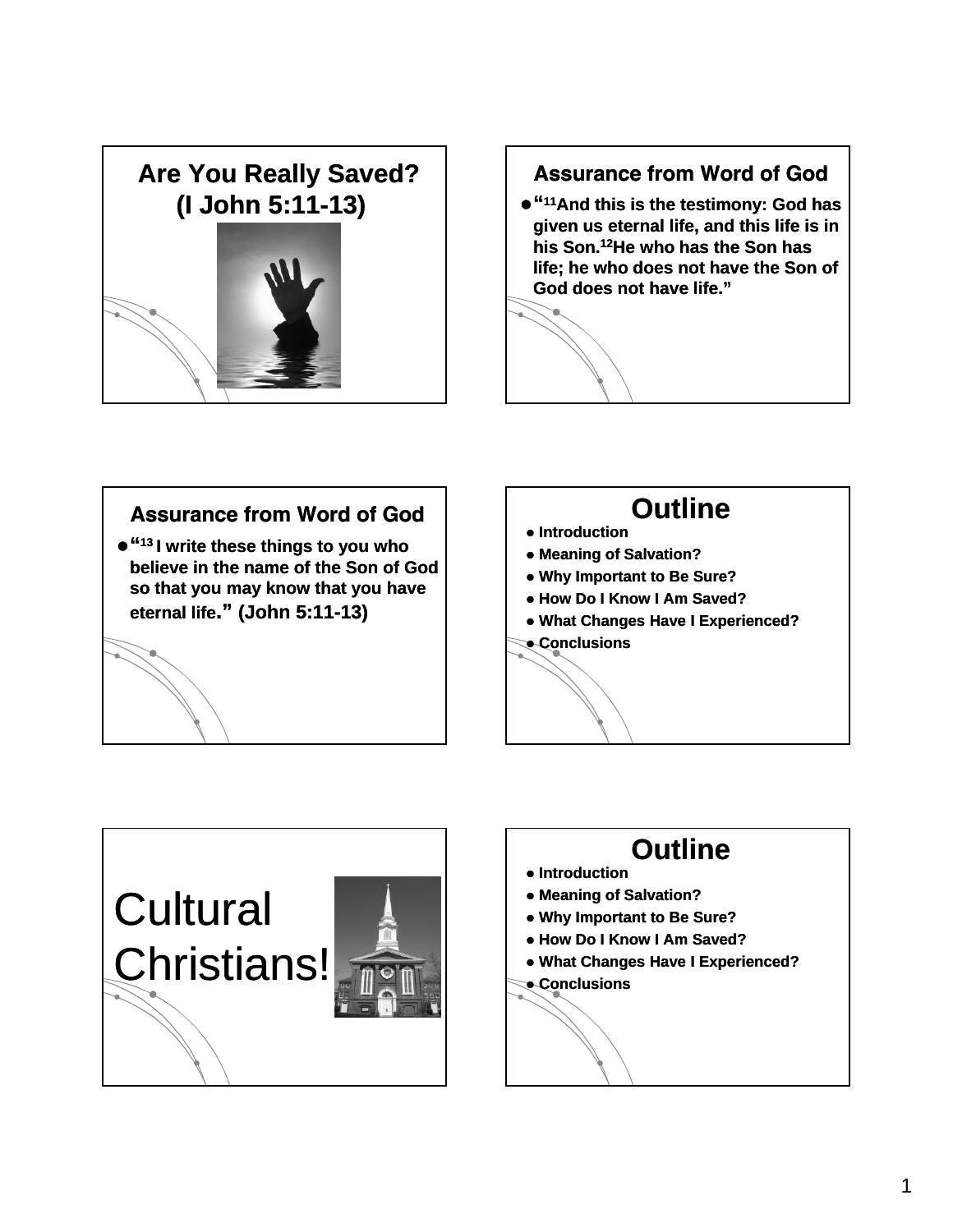## Are You Really Saved? (I John 5:11-13)

### Assurance from Word of God

- "[11]And this is the testimony: God has given us eternal life, and this life is in his Son.[12]He who has the Son has life; he who does not have the Son of God does not have life."

### Assurance from Word of God

- "[13] I write these things to you who believe in the name of the Son of God so that you may know that you have eternal life." (John 5:11-13)

## Outline

- Introduction
- Meaning of Salvation?
- Why Important to Be Sure?
- How Do I Know I Am Saved?
- What Changes Have I Experienced?
- Conclusions

Cultural Christians!

## Outline

- Introduction
- Meaning of Salvation?
- Why Important to Be Sure?
- How Do I Know I Am Saved?
- What Changes Have I Experienced?
- Conclusions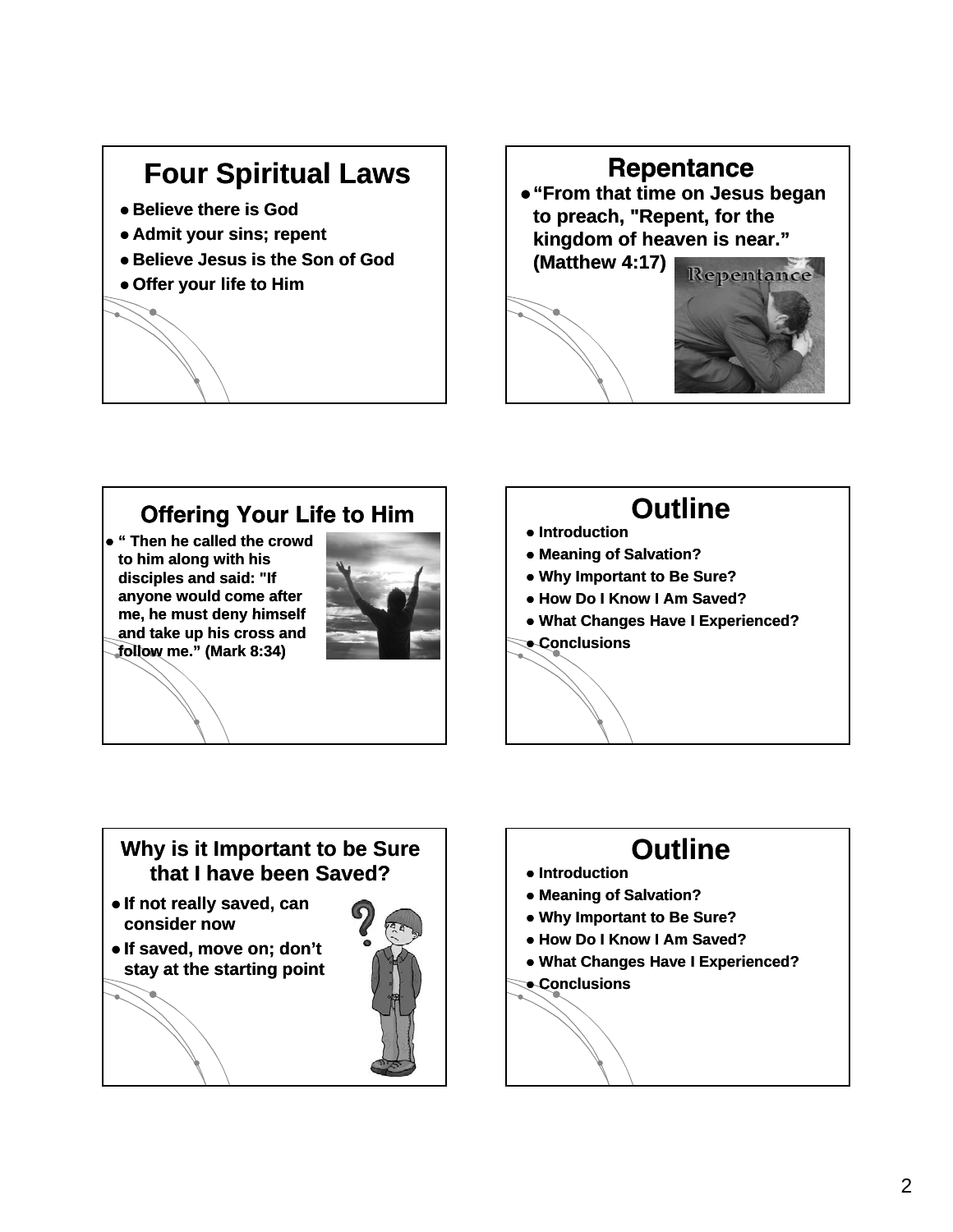## Four Spiritual Laws

- Believe there is God
- Admit your sins; repent
- Believe Jesus is the Son of God
- Offer your life to Him

## Repentance

- "From that time on Jesus began to preach, "Repent, for the kingdom of heaven is near." (Matthew 4:17)

## Offering Your Life to Him

- " Then he called the crowd to him along with his disciples and said: "If anyone would come after me, he must deny himself and take up his cross and follow me." (Mark 8:34)

## Outline

- Introduction
- Meaning of Salvation?
- Why Important to Be Sure?
- How Do I Know I Am Saved?
- What Changes Have I Experienced?
- Conclusions

## Why is it Important to be Sure that I have been Saved?

- If not really saved, can consider now
- If saved, move on; don't stay at the starting point

## Outline

- Introduction
- Meaning of Salvation?
- Why Important to Be Sure?
- How Do I Know I Am Saved?
- What Changes Have I Experienced?
- Conclusions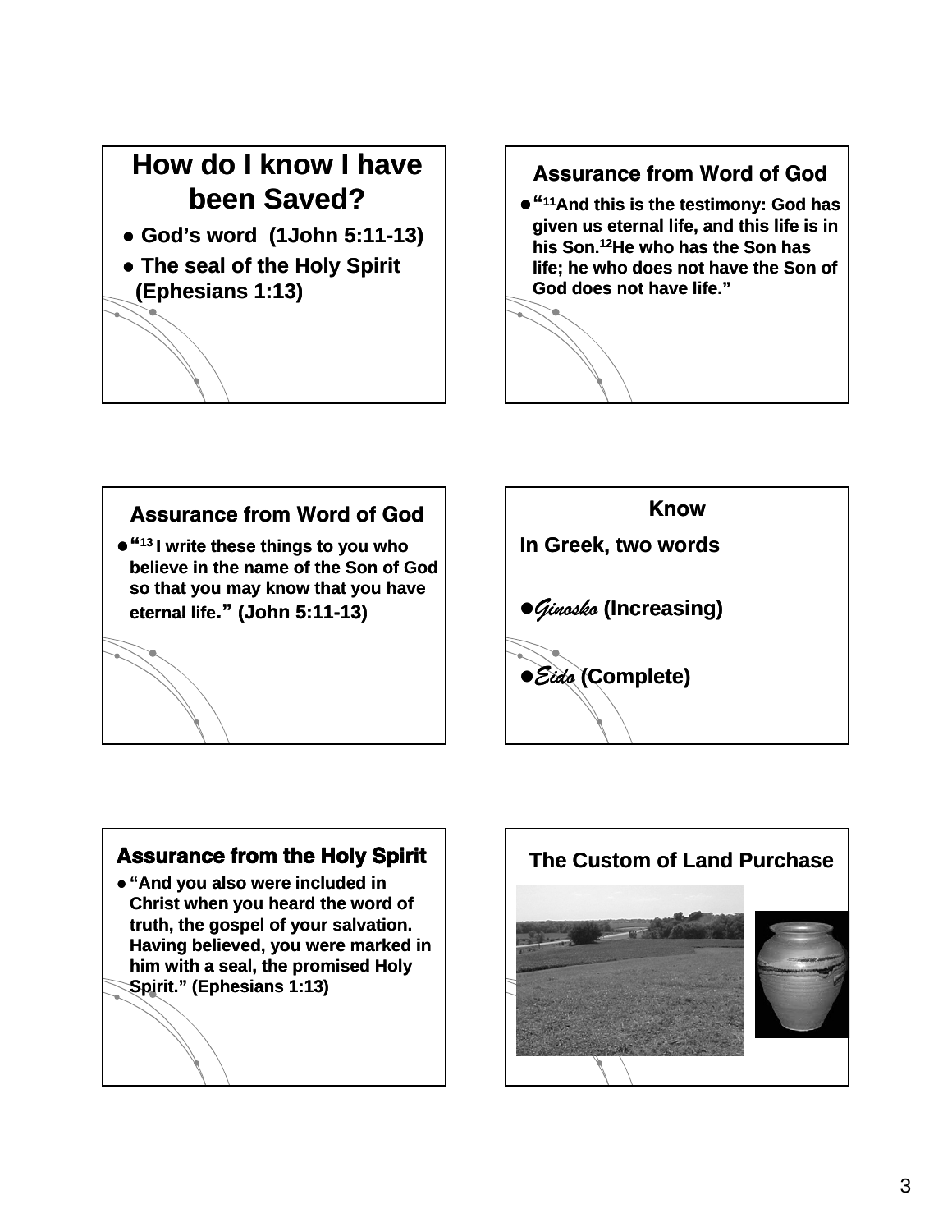## How do I know I have been Saved?

- God's word (1John 5:11-13)
- The seal of the Holy Spirit (Ephesians 1:13)

## Assurance from Word of God

- "[11]And this is the testimony: God has given us eternal life, and this life is in his Son.[12]He who has the Son has life; he who does not have the Son of God does not have life."

## Assurance from Word of God

- "[13] I write these things to you who believe in the name of the Son of God so that you may know that you have eternal life." (John 5:11-13)

## Know

In Greek, two words

- *Ginosko* (Increasing)
- *Eido* (Complete)

## Assurance from the Holy Spirit

- "And you also were included in Christ when you heard the word of truth, the gospel of your salvation. Having believed, you were marked in him with a seal, the promised Holy Spirit." (Ephesians 1:13)

## The Custom of Land Purchase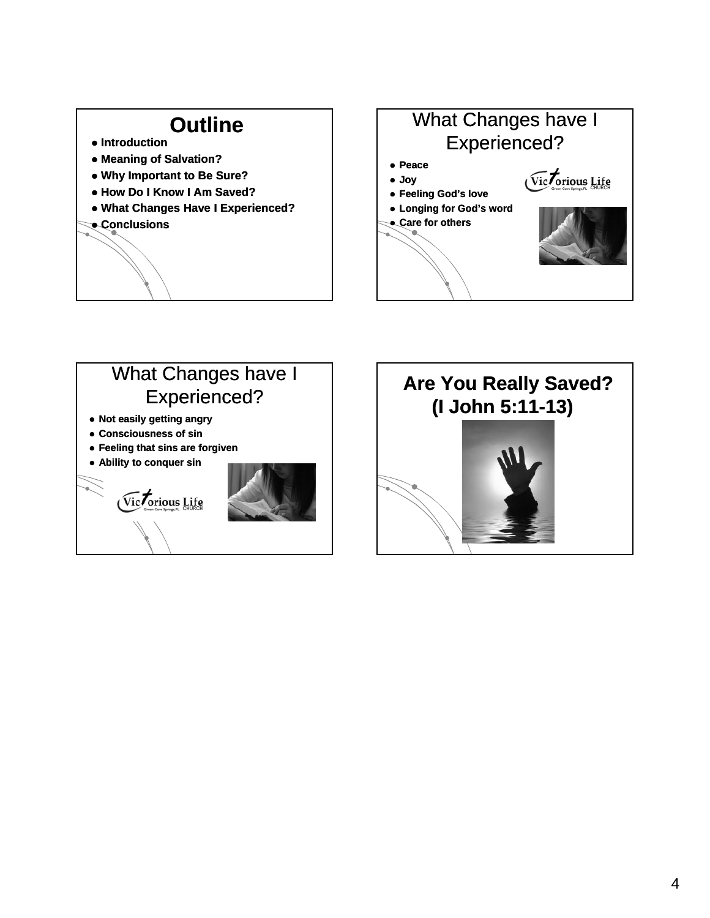## Outline

- Introduction
- Meaning of Salvation?
- Why Important to Be Sure?
- How Do I Know I Am Saved?
- What Changes Have I Experienced?
- Conclusions

## What Changes have I Experienced?

- Peace
- Joy
- Feeling God's love
- Longing for God's word
- Care for others

Victorious Life CHURCH

## What Changes have I Experienced?

- Not easily getting angry
- Consciousness of sin
- Feeling that sins are forgiven
- Ability to conquer sin

Victorious Life CHURCH

## Are You Really Saved? (I John 5:11-13)